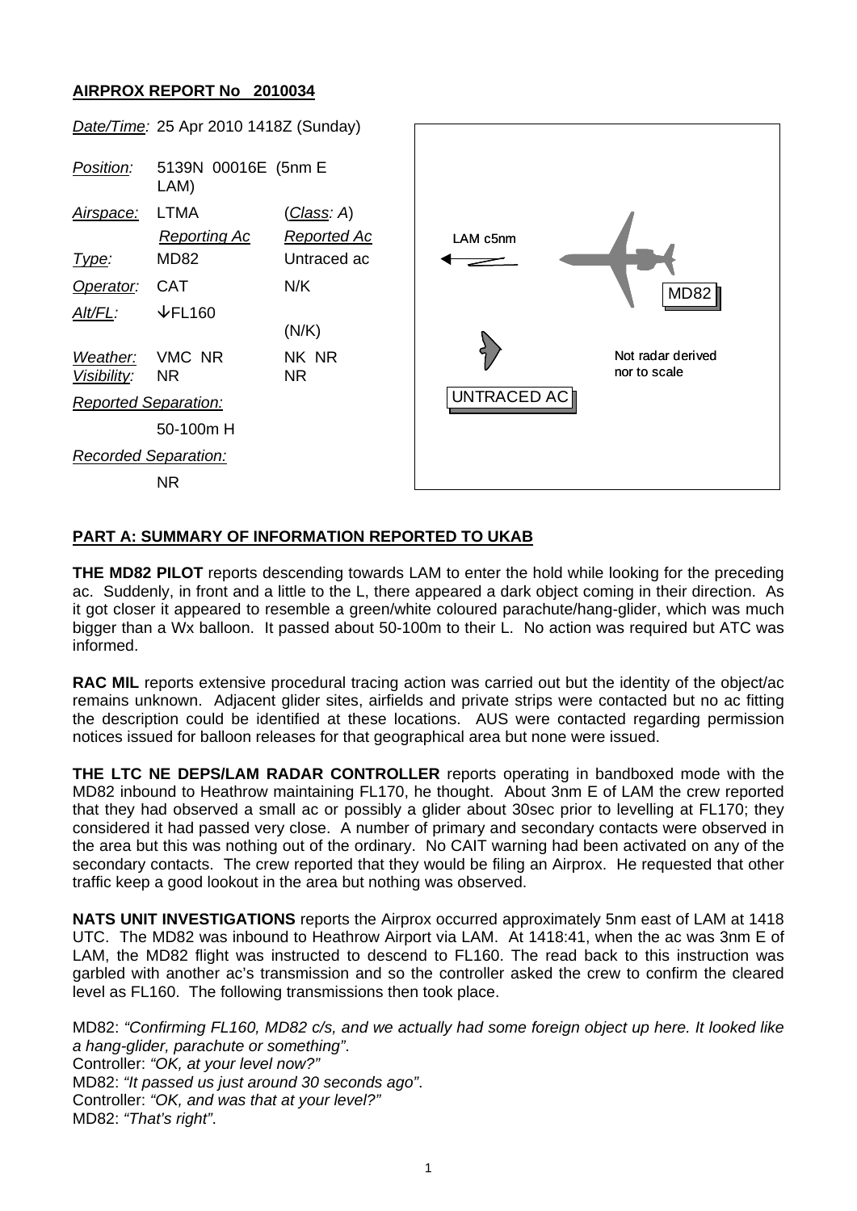**AIRPROX REPORT No 2010034**

| | | |
|---|---|---|
| *Date/Time:* | 25 Apr 2010 1418Z (Sunday) | |
| *Position:* | 5139N 00016E (5nm E LAM) | |
| *Airspace:* | LTMA | (*Class: A*) |
| | *Reporting Ac* | *Reported Ac* |
| *Type:* | MD82 | Untraced ac |
| *Operator:* | CAT | N/K |
| *Alt/FL:* | ↓FL160 | (N/K) |
| *Weather:* | VMC NR | NK NR |
| *Visibility:* | NR | NR |
| *Reported Separation:* | | |
| | 50-100m H | |
| *Recorded Separation:* | | |
| | NR | |

LAM c5nm

MD82

UNTRACED AC

Not radar derived nor to scale

**PART A: SUMMARY OF INFORMATION REPORTED TO UKAB**

**THE MD82 PILOT** reports descending towards LAM to enter the hold while looking for the preceding ac. Suddenly, in front and a little to the L, there appeared a dark object coming in their direction. As it got closer it appeared to resemble a green/white coloured parachute/hang-glider, which was much bigger than a Wx balloon. It passed about 50-100m to their L. No action was required but ATC was informed.

**RAC MIL** reports extensive procedural tracing action was carried out but the identity of the object/ac remains unknown. Adjacent glider sites, airfields and private strips were contacted but no ac fitting the description could be identified at these locations. AUS were contacted regarding permission notices issued for balloon releases for that geographical area but none were issued.

**THE LTC NE DEPS/LAM RADAR CONTROLLER** reports operating in bandboxed mode with the MD82 inbound to Heathrow maintaining FL170, he thought. About 3nm E of LAM the crew reported that they had observed a small ac or possibly a glider about 30sec prior to levelling at FL170; they considered it had passed very close. A number of primary and secondary contacts were observed in the area but this was nothing out of the ordinary. No CAIT warning had been activated on any of the secondary contacts. The crew reported that they would be filing an Airprox. He requested that other traffic keep a good lookout in the area but nothing was observed.

**NATS UNIT INVESTIGATIONS** reports the Airprox occurred approximately 5nm east of LAM at 1418 UTC. The MD82 was inbound to Heathrow Airport via LAM. At 1418:41, when the ac was 3nm E of LAM, the MD82 flight was instructed to descend to FL160. The read back to this instruction was garbled with another ac's transmission and so the controller asked the crew to confirm the cleared level as FL160. The following transmissions then took place.

MD82: *"Confirming FL160, MD82 c/s, and we actually had some foreign object up here. It looked like a hang-glider, parachute or something".*
Controller: *"OK, at your level now?"*
MD82: *"It passed us just around 30 seconds ago".*
Controller: *"OK, and was that at your level?"*
MD82: *"That's right".*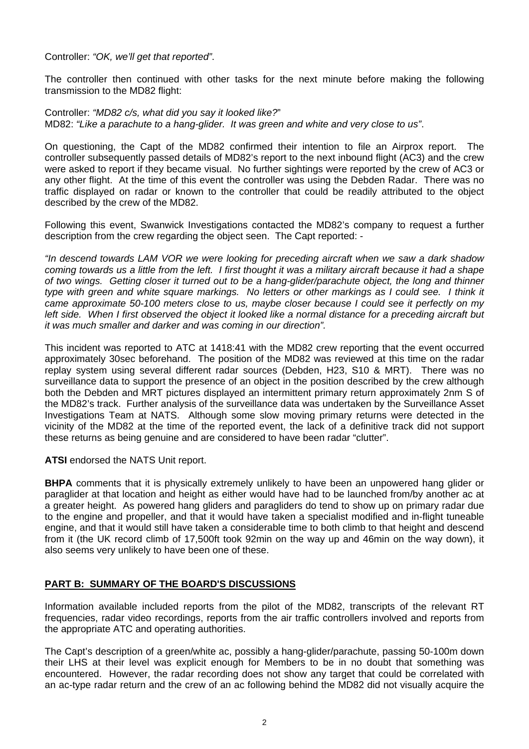Controller: *"OK, we'll get that reported"*.

The controller then continued with other tasks for the next minute before making the following transmission to the MD82 flight:

Controller: *"MD82 c/s, what did you say it looked like?"*
MD82: *"Like a parachute to a hang-glider. It was green and white and very close to us"*.

On questioning, the Capt of the MD82 confirmed their intention to file an Airprox report. The controller subsequently passed details of MD82's report to the next inbound flight (AC3) and the crew were asked to report if they became visual. No further sightings were reported by the crew of AC3 or any other flight. At the time of this event the controller was using the Debden Radar. There was no traffic displayed on radar or known to the controller that could be readily attributed to the object described by the crew of the MD82.

Following this event, Swanwick Investigations contacted the MD82's company to request a further description from the crew regarding the object seen. The Capt reported: -

*"In descend towards LAM VOR we were looking for preceding aircraft when we saw a dark shadow coming towards us a little from the left. I first thought it was a military aircraft because it had a shape of two wings. Getting closer it turned out to be a hang-glider/parachute object, the long and thinner type with green and white square markings. No letters or other markings as I could see. I think it came approximate 50-100 meters close to us, maybe closer because I could see it perfectly on my left side. When I first observed the object it looked like a normal distance for a preceding aircraft but it was much smaller and darker and was coming in our direction".*

This incident was reported to ATC at 1418:41 with the MD82 crew reporting that the event occurred approximately 30sec beforehand. The position of the MD82 was reviewed at this time on the radar replay system using several different radar sources (Debden, H23, S10 & MRT). There was no surveillance data to support the presence of an object in the position described by the crew although both the Debden and MRT pictures displayed an intermittent primary return approximately 2nm S of the MD82's track. Further analysis of the surveillance data was undertaken by the Surveillance Asset Investigations Team at NATS. Although some slow moving primary returns were detected in the vicinity of the MD82 at the time of the reported event, the lack of a definitive track did not support these returns as being genuine and are considered to have been radar "clutter".

**ATSI** endorsed the NATS Unit report.

**BHPA** comments that it is physically extremely unlikely to have been an unpowered hang glider or paraglider at that location and height as either would have had to be launched from/by another ac at a greater height. As powered hang gliders and paragliders do tend to show up on primary radar due to the engine and propeller, and that it would have taken a specialist modified and in-flight tuneable engine, and that it would still have taken a considerable time to both climb to that height and descend from it (the UK record climb of 17,500ft took 92min on the way up and 46min on the way down), it also seems very unlikely to have been one of these.

## PART B: SUMMARY OF THE BOARD'S DISCUSSIONS

Information available included reports from the pilot of the MD82, transcripts of the relevant RT frequencies, radar video recordings, reports from the air traffic controllers involved and reports from the appropriate ATC and operating authorities.

The Capt's description of a green/white ac, possibly a hang-glider/parachute, passing 50-100m down their LHS at their level was explicit enough for Members to be in no doubt that something was encountered. However, the radar recording does not show any target that could be correlated with an ac-type radar return and the crew of an ac following behind the MD82 did not visually acquire the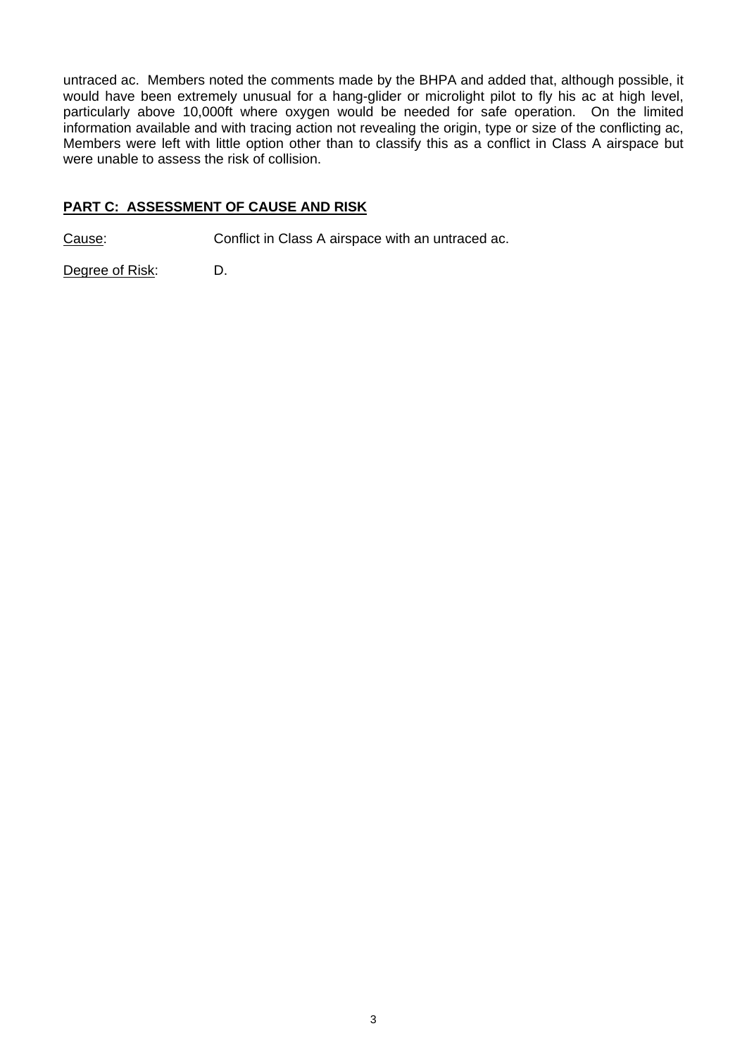untraced ac. Members noted the comments made by the BHPA and added that, although possible, it would have been extremely unusual for a hang-glider or microlight pilot to fly his ac at high level, particularly above 10,000ft where oxygen would be needed for safe operation. On the limited information available and with tracing action not revealing the origin, type or size of the conflicting ac, Members were left with little option other than to classify this as a conflict in Class A airspace but were unable to assess the risk of collision.

## PART C: ASSESSMENT OF CAUSE AND RISK

Cause: Conflict in Class A airspace with an untraced ac.

Degree of Risk: D.